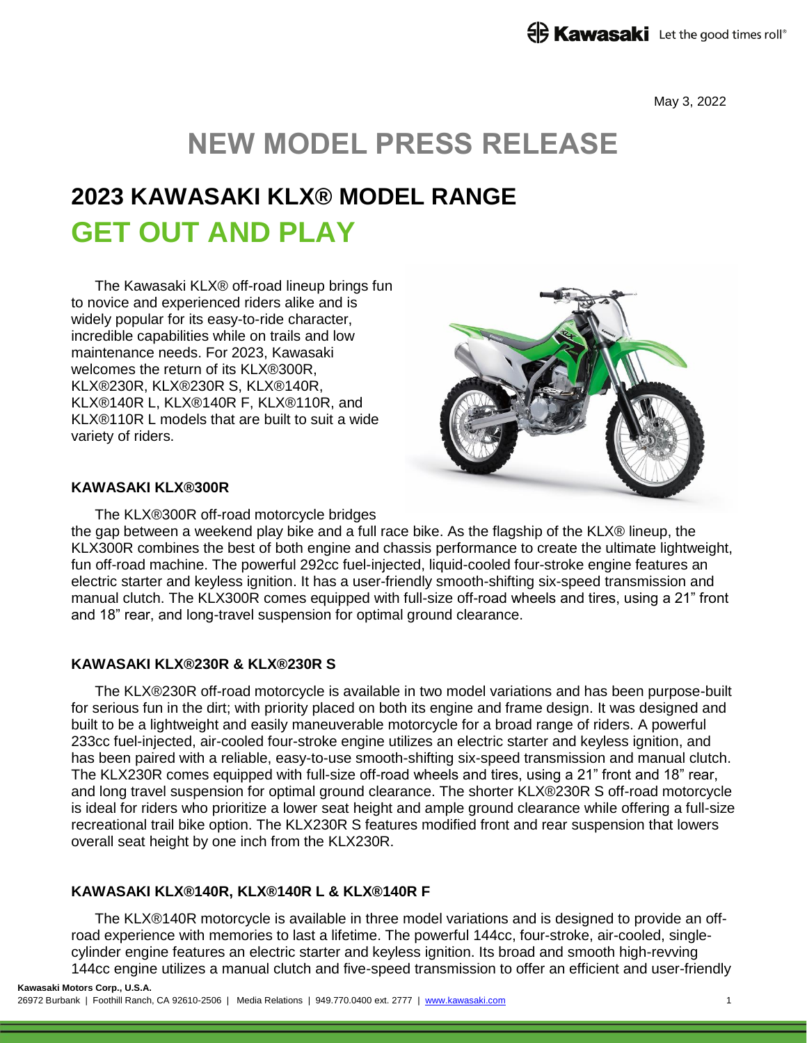May 3, 2022

# NEW MODEL PRESS RELEASE

## 2023 KAWASAKI KLX® MODEL RANGE

## GET OUT AND PLAY

The Kawasaki KLX® off-road lineup brings fun to novice and experienced riders alike and is widely popular for its easy-to-ride character, incredible capabilities while on trails and low maintenance needs. For 2023, Kawasaki welcomes the return of its KLX®300R, KLX®230R, KLX®230R S, KLX®140R, KLX®140R L, KLX®140R F, KLX®110R, and KLX®110R L models that are built to suit a wide variety of riders.

### KAWASAKI KLX®300R

The KLX®300R off-road motorcycle bridges the gap between a weekend play bike and a full race bike. As the flagship of the KLX® lineup, the KLX300R combines the best of both engine and chassis performance to create the ultimate lightweight, fun off-road machine. The powerful 292cc fuel-injected, liquid-cooled four-stroke engine features an electric starter and keyless ignition. It has a user-friendly smooth-shifting six-speed transmission and manual clutch. The KLX300R comes equipped with full-size off-road wheels and tires, using a 21" front and 18" rear, and long-travel suspension for optimal ground clearance.

### KAWASAKI KLX®230R & KLX®230R S

The KLX®230R off-road motorcycle is available in two model variations and has been purpose-built for serious fun in the dirt; with priority placed on both its engine and frame design. It was designed and built to be a lightweight and easily maneuverable motorcycle for a broad range of riders. A powerful 233cc fuel-injected, air-cooled four-stroke engine utilizes an electric starter and keyless ignition, and has been paired with a reliable, easy-to-use smooth-shifting six-speed transmission and manual clutch. The KLX230R comes equipped with full-size off-road wheels and tires, using a 21" front and 18" rear, and long travel suspension for optimal ground clearance. The shorter KLX®230R S off-road motorcycle is ideal for riders who prioritize a lower seat height and ample ground clearance while offering a full-size recreational trail bike option. The KLX230R S features modified front and rear suspension that lowers overall seat height by one inch from the KLX230R.

### KAWASAKI KLX®140R, KLX®140R L & KLX®140R F

The KLX®140R motorcycle is available in three model variations and is designed to provide an off-road experience with memories to last a lifetime. The powerful 144cc, four-stroke, air-cooled, single-cylinder engine features an electric starter and keyless ignition. Its broad and smooth high-revving 144cc engine utilizes a manual clutch and five-speed transmission to offer an efficient and user-friendly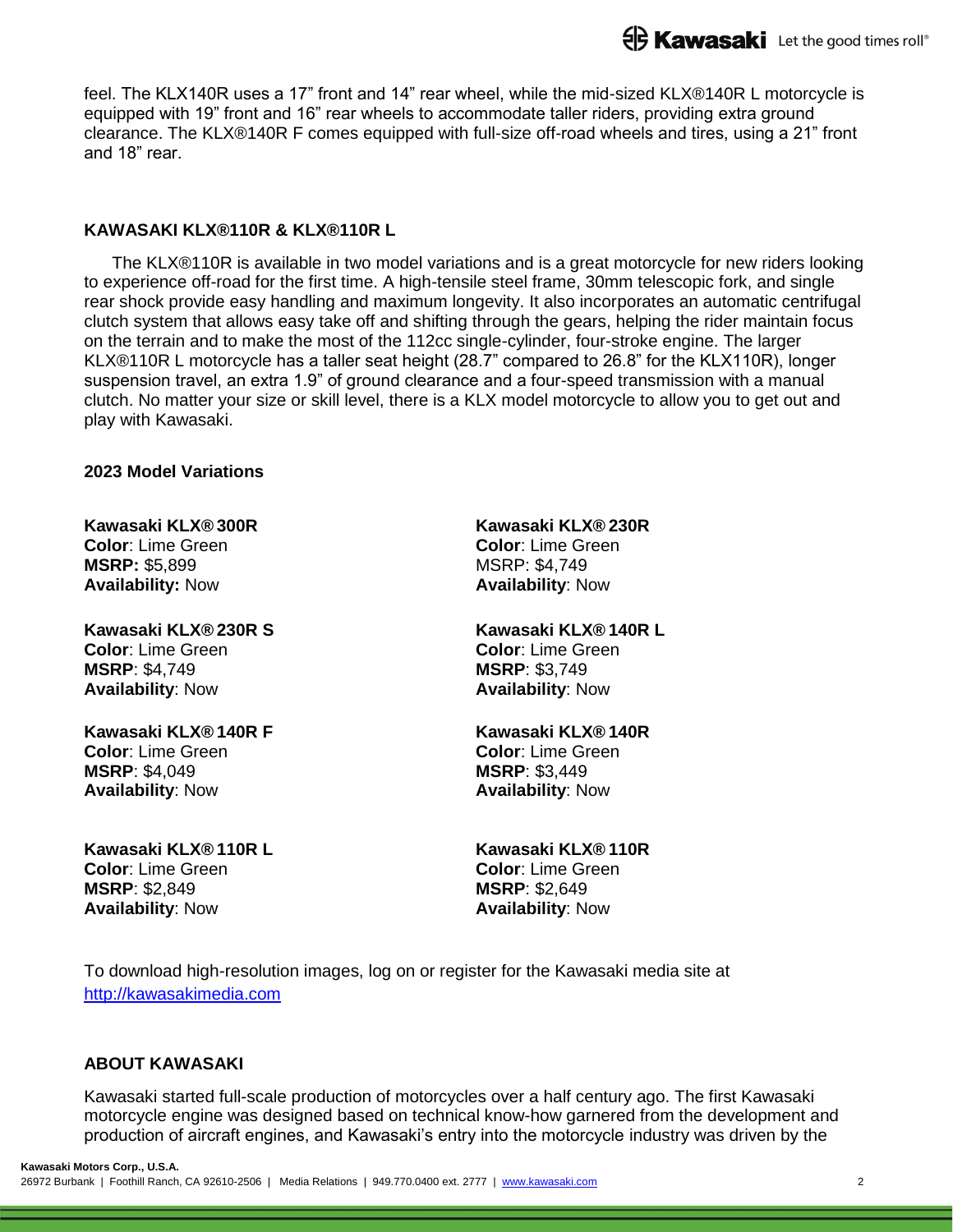feel. The KLX140R uses a 17" front and 14" rear wheel, while the mid-sized KLX®140R L motorcycle is equipped with 19" front and 16" rear wheels to accommodate taller riders, providing extra ground clearance. The KLX®140R F comes equipped with full-size off-road wheels and tires, using a 21" front and 18" rear.

**KAWASAKI KLX®110R & KLX®110R L**

The KLX®110R is available in two model variations and is a great motorcycle for new riders looking to experience off-road for the first time. A high-tensile steel frame, 30mm telescopic fork, and single rear shock provide easy handling and maximum longevity. It also incorporates an automatic centrifugal clutch system that allows easy take off and shifting through the gears, helping the rider maintain focus on the terrain and to make the most of the 112cc single-cylinder, four-stroke engine. The larger KLX®110R L motorcycle has a taller seat height (28.7" compared to 26.8" for the KLX110R), longer suspension travel, an extra 1.9" of ground clearance and a four-speed transmission with a manual clutch. No matter your size or skill level, there is a KLX model motorcycle to allow you to get out and play with Kawasaki.

**2023 Model Variations**

**Kawasaki KLX® 300R**
**Color**: Lime Green
**MSRP:** $5,899
**Availability:** Now

**Kawasaki KLX® 230R S**
**Color**: Lime Green
**MSRP**: $4,749
**Availability**: Now

**Kawasaki KLX® 140R F**
**Color**: Lime Green
**MSRP**: $4,049
**Availability**: Now

**Kawasaki KLX® 110R L**
**Color**: Lime Green
**MSRP**: $2,849
**Availability**: Now

**Kawasaki KLX® 230R**
**Color**: Lime Green
MSRP: $4,749
**Availability**: Now

**Kawasaki KLX® 140R L**
**Color**: Lime Green
**MSRP**: $3,749
**Availability**: Now

**Kawasaki KLX® 140R**
**Color**: Lime Green
**MSRP**: $3,449
**Availability**: Now

**Kawasaki KLX® 110R**
**Color**: Lime Green
**MSRP**: $2,649
**Availability**: Now

To download high-resolution images, log on or register for the Kawasaki media site at http://kawasakimedia.com

**ABOUT KAWASAKI**

Kawasaki started full-scale production of motorcycles over a half century ago. The first Kawasaki motorcycle engine was designed based on technical know-how garnered from the development and production of aircraft engines, and Kawasaki's entry into the motorcycle industry was driven by the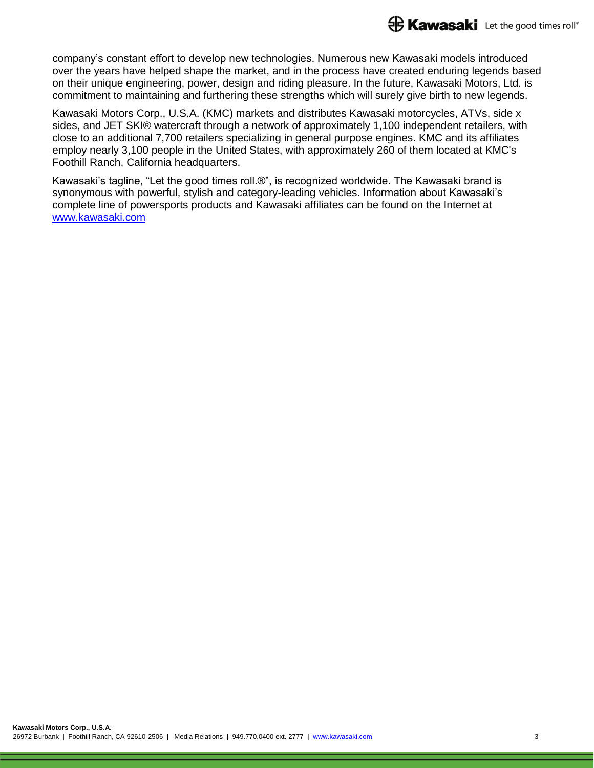company's constant effort to develop new technologies. Numerous new Kawasaki models introduced over the years have helped shape the market, and in the process have created enduring legends based on their unique engineering, power, design and riding pleasure. In the future, Kawasaki Motors, Ltd. is commitment to maintaining and furthering these strengths which will surely give birth to new legends.

Kawasaki Motors Corp., U.S.A. (KMC) markets and distributes Kawasaki motorcycles, ATVs, side x sides, and JET SKI® watercraft through a network of approximately 1,100 independent retailers, with close to an additional 7,700 retailers specializing in general purpose engines. KMC and its affiliates employ nearly 3,100 people in the United States, with approximately 260 of them located at KMC's Foothill Ranch, California headquarters.

Kawasaki's tagline, "Let the good times roll.®", is recognized worldwide. The Kawasaki brand is synonymous with powerful, stylish and category-leading vehicles. Information about Kawasaki's complete line of powersports products and Kawasaki affiliates can be found on the Internet at [www.kawasaki.com](http://www.kawasaki.com)